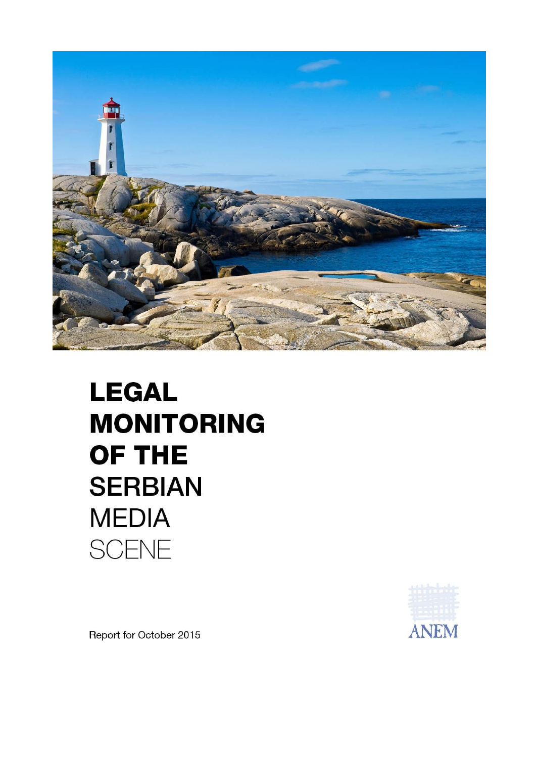# LEGAL MONITORING OF THE SERBIAN MEDIA SCENE

Report for October 2015

ANEM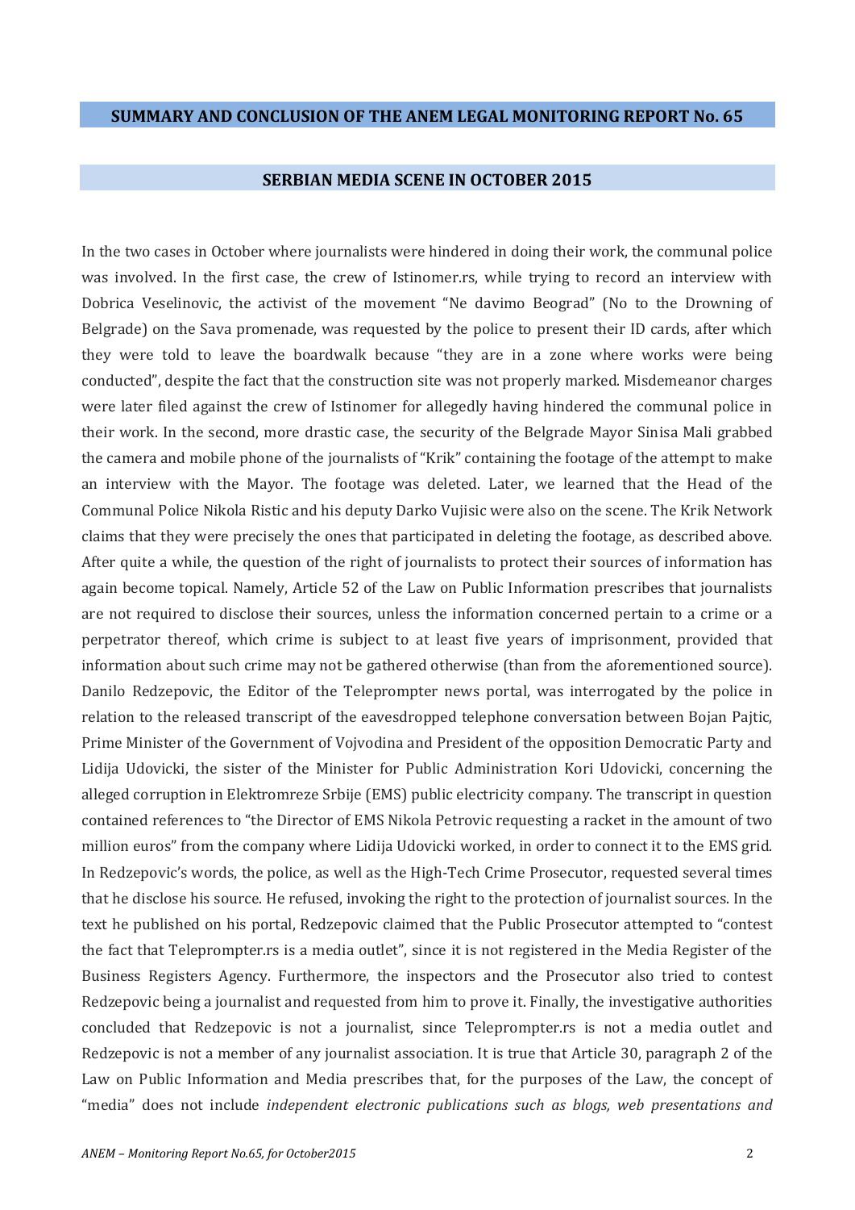## SUMMARY AND CONCLUSION OF THE ANEM LEGAL MONITORING REPORT No. 65

### SERBIAN MEDIA SCENE IN OCTOBER 2015

In the two cases in October where journalists were hindered in doing their work, the communal police was involved. In the first case, the crew of Istinomer.rs, while trying to record an interview with Dobrica Veselinovic, the activist of the movement "Ne davimo Beograd" (No to the Drowning of Belgrade) on the Sava promenade, was requested by the police to present their ID cards, after which they were told to leave the boardwalk because "they are in a zone where works were being conducted", despite the fact that the construction site was not properly marked. Misdemeanor charges were later filed against the crew of Istinomer for allegedly having hindered the communal police in their work. In the second, more drastic case, the security of the Belgrade Mayor Sinisa Mali grabbed the camera and mobile phone of the journalists of "Krik" containing the footage of the attempt to make an interview with the Mayor. The footage was deleted. Later, we learned that the Head of the Communal Police Nikola Ristic and his deputy Darko Vujisic were also on the scene. The Krik Network claims that they were precisely the ones that participated in deleting the footage, as described above. After quite a while, the question of the right of journalists to protect their sources of information has again become topical. Namely, Article 52 of the Law on Public Information prescribes that journalists are not required to disclose their sources, unless the information concerned pertain to a crime or a perpetrator thereof, which crime is subject to at least five years of imprisonment, provided that information about such crime may not be gathered otherwise (than from the aforementioned source). Danilo Redzepovic, the Editor of the Teleprompter news portal, was interrogated by the police in relation to the released transcript of the eavesdropped telephone conversation between Bojan Pajtic, Prime Minister of the Government of Vojvodina and President of the opposition Democratic Party and Lidija Udovicki, the sister of the Minister for Public Administration Kori Udovicki, concerning the alleged corruption in Elektromreze Srbije (EMS) public electricity company. The transcript in question contained references to "the Director of EMS Nikola Petrovic requesting a racket in the amount of two million euros" from the company where Lidija Udovicki worked, in order to connect it to the EMS grid. In Redzepovic's words, the police, as well as the High-Tech Crime Prosecutor, requested several times that he disclose his source. He refused, invoking the right to the protection of journalist sources. In the text he published on his portal, Redzepovic claimed that the Public Prosecutor attempted to "contest the fact that Teleprompter.rs is a media outlet", since it is not registered in the Media Register of the Business Registers Agency. Furthermore, the inspectors and the Prosecutor also tried to contest Redzepovic being a journalist and requested from him to prove it. Finally, the investigative authorities concluded that Redzepovic is not a journalist, since Teleprompter.rs is not a media outlet and Redzepovic is not a member of any journalist association. It is true that Article 30, paragraph 2 of the Law on Public Information and Media prescribes that, for the purposes of the Law, the concept of "media" does not include *independent electronic publications such as blogs, web presentations and*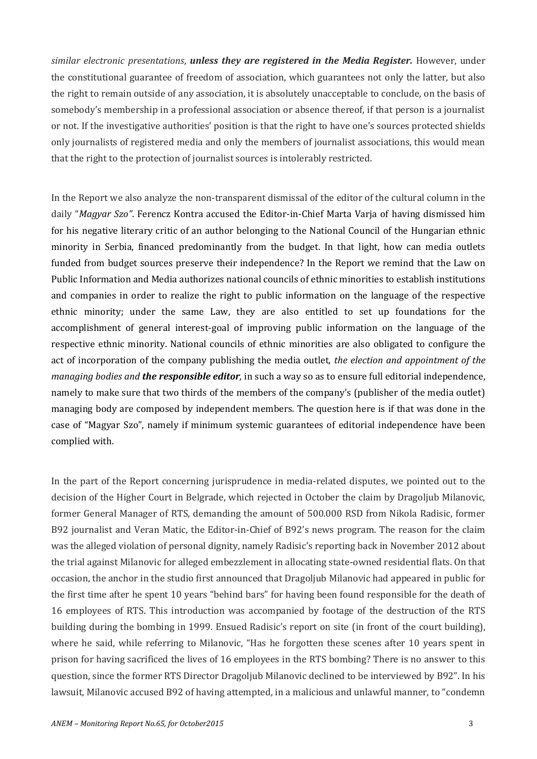*similar electronic presentations*, ***unless they are registered in the Media Register.*** However, under the constitutional guarantee of freedom of association, which guarantees not only the latter, but also the right to remain outside of any association, it is absolutely unacceptable to conclude, on the basis of somebody's membership in a professional association or absence thereof, if that person is a journalist or not. If the investigative authorities' position is that the right to have one's sources protected shields only journalists of registered media and only the members of journalist associations, this would mean that the right to the protection of journalist sources is intolerably restricted.

In the Report we also analyze the non-transparent dismissal of the editor of the cultural column in the daily "*Magyar Szo"*. Ferencz Kontra accused the Editor-in-Chief Marta Varja of having dismissed him for his negative literary critic of an author belonging to the National Council of the Hungarian ethnic minority in Serbia, financed predominantly from the budget. In that light, how can media outlets funded from budget sources preserve their independence? In the Report we remind that the Law on Public Information and Media authorizes national councils of ethnic minorities to establish institutions and companies in order to realize the right to public information on the language of the respective ethnic minority; under the same Law, they are also entitled to set up foundations for the accomplishment of general interest-goal of improving public information on the language of the respective ethnic minority. National councils of ethnic minorities are also obligated to configure the act of incorporation of the company publishing the media outlet, *the election and appointment of the managing bodies and **the responsible editor**,* in such a way so as to ensure full editorial independence, namely to make sure that two thirds of the members of the company's (publisher of the media outlet) managing body are composed by independent members. The question here is if that was done in the case of "Magyar Szo", namely if minimum systemic guarantees of editorial independence have been complied with.

In the part of the Report concerning jurisprudence in media-related disputes, we pointed out to the decision of the Higher Court in Belgrade, which rejected in October the claim by Dragoljub Milanovic, former General Manager of RTS, demanding the amount of 500.000 RSD from Nikola Radisic, former B92 journalist and Veran Matic, the Editor-in-Chief of B92's news program. The reason for the claim was the alleged violation of personal dignity, namely Radisic's reporting back in November 2012 about the trial against Milanovic for alleged embezzlement in allocating state-owned residential flats. On that occasion, the anchor in the studio first announced that Dragoljub Milanovic had appeared in public for the first time after he spent 10 years "behind bars" for having been found responsible for the death of 16 employees of RTS. This introduction was accompanied by footage of the destruction of the RTS building during the bombing in 1999. Ensued Radisic's report on site (in front of the court building), where he said, while referring to Milanovic, "Has he forgotten these scenes after 10 years spent in prison for having sacrificed the lives of 16 employees in the RTS bombing? There is no answer to this question, since the former RTS Director Dragoljub Milanovic declined to be interviewed by B92". In his lawsuit, Milanovic accused B92 of having attempted, in a malicious and unlawful manner, to "condemn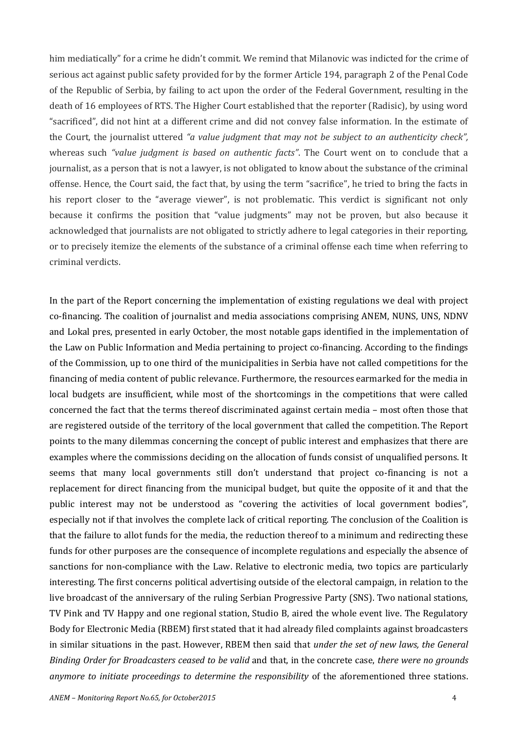him mediatically" for a crime he didn't commit. We remind that Milanovic was indicted for the crime of serious act against public safety provided for by the former Article 194, paragraph 2 of the Penal Code of the Republic of Serbia, by failing to act upon the order of the Federal Government, resulting in the death of 16 employees of RTS. The Higher Court established that the reporter (Radisic), by using word "sacrificed", did not hint at a different crime and did not convey false information. In the estimate of the Court, the journalist uttered *"a value judgment that may not be subject to an authenticity check",* whereas such *"value judgment is based on authentic facts"*. The Court went on to conclude that a journalist, as a person that is not a lawyer, is not obligated to know about the substance of the criminal offense. Hence, the Court said, the fact that, by using the term "sacrifice", he tried to bring the facts in his report closer to the "average viewer", is not problematic. This verdict is significant not only because it confirms the position that "value judgments" may not be proven, but also because it acknowledged that journalists are not obligated to strictly adhere to legal categories in their reporting, or to precisely itemize the elements of the substance of a criminal offense each time when referring to criminal verdicts.

In the part of the Report concerning the implementation of existing regulations we deal with project co-financing. The coalition of journalist and media associations comprising ANEM, NUNS, UNS, NDNV and Lokal pres, presented in early October, the most notable gaps identified in the implementation of the Law on Public Information and Media pertaining to project co-financing. According to the findings of the Commission, up to one third of the municipalities in Serbia have not called competitions for the financing of media content of public relevance. Furthermore, the resources earmarked for the media in local budgets are insufficient, while most of the shortcomings in the competitions that were called concerned the fact that the terms thereof discriminated against certain media – most often those that are registered outside of the territory of the local government that called the competition. The Report points to the many dilemmas concerning the concept of public interest and emphasizes that there are examples where the commissions deciding on the allocation of funds consist of unqualified persons. It seems that many local governments still don't understand that project co-financing is not a replacement for direct financing from the municipal budget, but quite the opposite of it and that the public interest may not be understood as "covering the activities of local government bodies", especially not if that involves the complete lack of critical reporting. The conclusion of the Coalition is that the failure to allot funds for the media, the reduction thereof to a minimum and redirecting these funds for other purposes are the consequence of incomplete regulations and especially the absence of sanctions for non-compliance with the Law. Relative to electronic media, two topics are particularly interesting. The first concerns political advertising outside of the electoral campaign, in relation to the live broadcast of the anniversary of the ruling Serbian Progressive Party (SNS). Two national stations, TV Pink and TV Happy and one regional station, Studio B, aired the whole event live. The Regulatory Body for Electronic Media (RBEM) first stated that it had already filed complaints against broadcasters in similar situations in the past. However, RBEM then said that *under the set of new laws, the General Binding Order for Broadcasters ceased to be valid* and that, in the concrete case, *there were no grounds anymore to initiate proceedings to determine the responsibility* of the aforementioned three stations.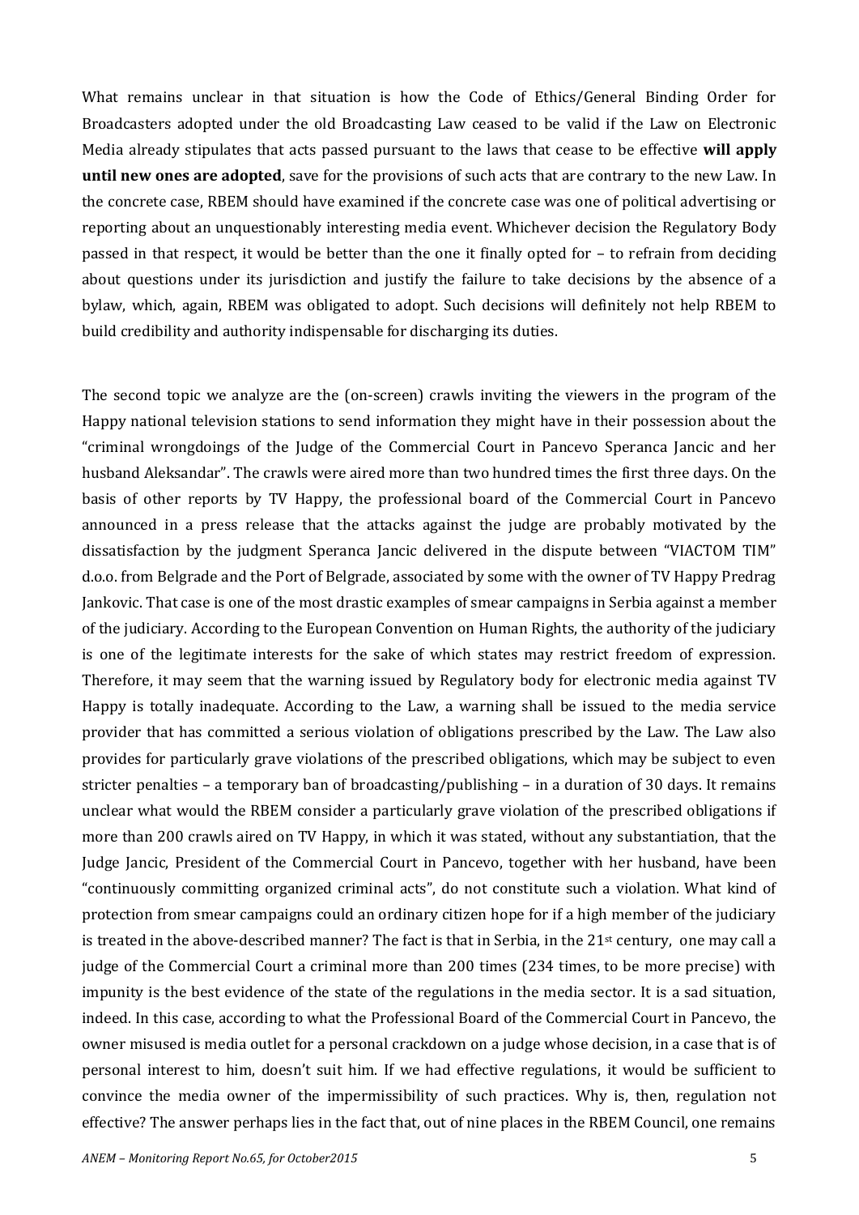What remains unclear in that situation is how the Code of Ethics/General Binding Order for Broadcasters adopted under the old Broadcasting Law ceased to be valid if the Law on Electronic Media already stipulates that acts passed pursuant to the laws that cease to be effective **will apply until new ones are adopted**, save for the provisions of such acts that are contrary to the new Law. In the concrete case, RBEM should have examined if the concrete case was one of political advertising or reporting about an unquestionably interesting media event. Whichever decision the Regulatory Body passed in that respect, it would be better than the one it finally opted for – to refrain from deciding about questions under its jurisdiction and justify the failure to take decisions by the absence of a bylaw, which, again, RBEM was obligated to adopt. Such decisions will definitely not help RBEM to build credibility and authority indispensable for discharging its duties.

The second topic we analyze are the (on-screen) crawls inviting the viewers in the program of the Happy national television stations to send information they might have in their possession about the "criminal wrongdoings of the Judge of the Commercial Court in Pancevo Speranca Jancic and her husband Aleksandar". The crawls were aired more than two hundred times the first three days. On the basis of other reports by TV Happy, the professional board of the Commercial Court in Pancevo announced in a press release that the attacks against the judge are probably motivated by the dissatisfaction by the judgment Speranca Jancic delivered in the dispute between "VIACTOM TIM" d.o.o. from Belgrade and the Port of Belgrade, associated by some with the owner of TV Happy Predrag Jankovic. That case is one of the most drastic examples of smear campaigns in Serbia against a member of the judiciary. According to the European Convention on Human Rights, the authority of the judiciary is one of the legitimate interests for the sake of which states may restrict freedom of expression. Therefore, it may seem that the warning issued by Regulatory body for electronic media against TV Happy is totally inadequate. According to the Law, a warning shall be issued to the media service provider that has committed a serious violation of obligations prescribed by the Law. The Law also provides for particularly grave violations of the prescribed obligations, which may be subject to even stricter penalties – a temporary ban of broadcasting/publishing – in a duration of 30 days. It remains unclear what would the RBEM consider a particularly grave violation of the prescribed obligations if more than 200 crawls aired on TV Happy, in which it was stated, without any substantiation, that the Judge Jancic, President of the Commercial Court in Pancevo, together with her husband, have been "continuously committing organized criminal acts", do not constitute such a violation. What kind of protection from smear campaigns could an ordinary citizen hope for if a high member of the judiciary is treated in the above-described manner? The fact is that in Serbia, in the 21st century, one may call a judge of the Commercial Court a criminal more than 200 times (234 times, to be more precise) with impunity is the best evidence of the state of the regulations in the media sector. It is a sad situation, indeed. In this case, according to what the Professional Board of the Commercial Court in Pancevo, the owner misused is media outlet for a personal crackdown on a judge whose decision, in a case that is of personal interest to him, doesn't suit him. If we had effective regulations, it would be sufficient to convince the media owner of the impermissibility of such practices. Why is, then, regulation not effective? The answer perhaps lies in the fact that, out of nine places in the RBEM Council, one remains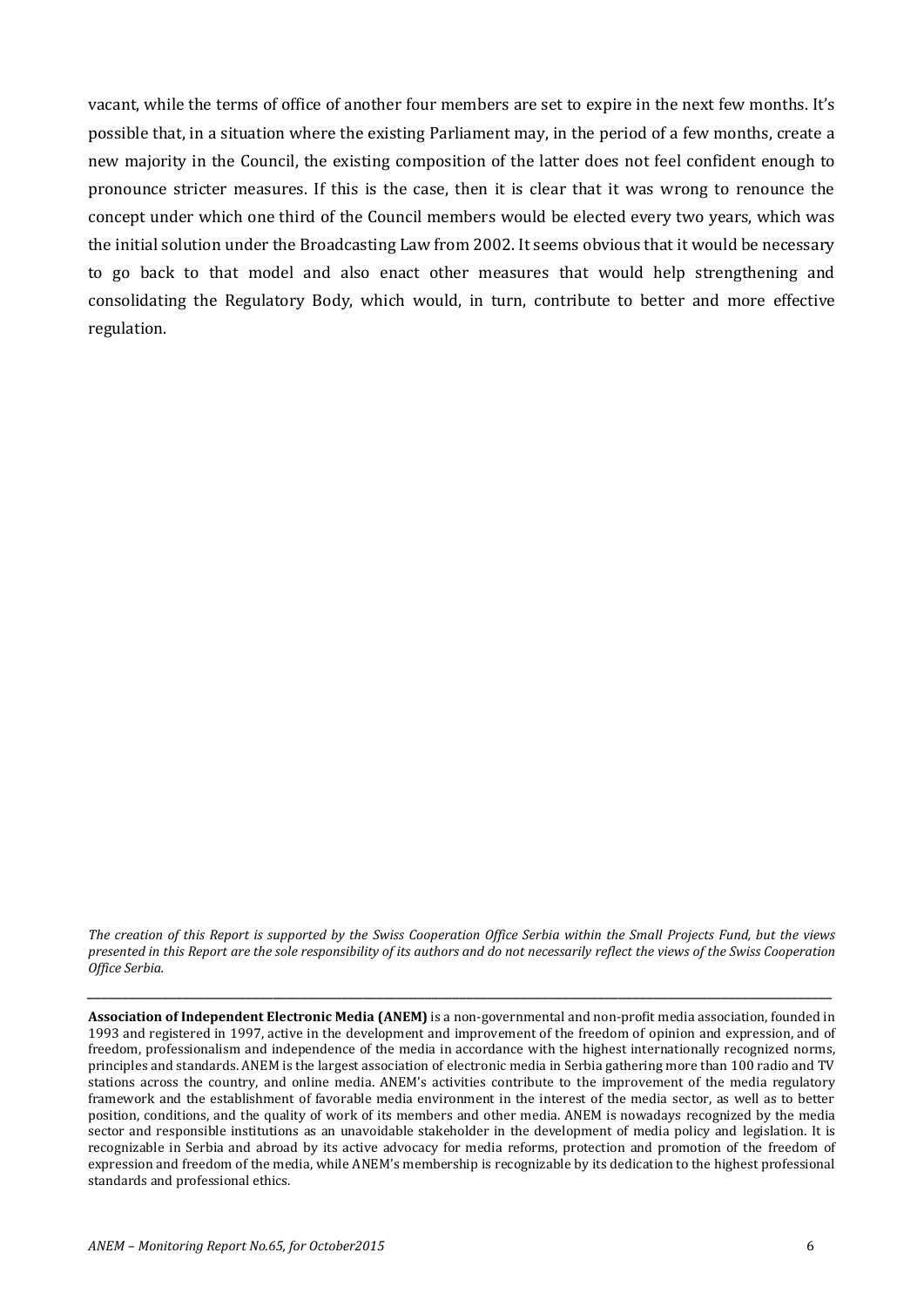vacant, while the terms of office of another four members are set to expire in the next few months. It's possible that, in a situation where the existing Parliament may, in the period of a few months, create a new majority in the Council, the existing composition of the latter does not feel confident enough to pronounce stricter measures. If this is the case, then it is clear that it was wrong to renounce the concept under which one third of the Council members would be elected every two years, which was the initial solution under the Broadcasting Law from 2002. It seems obvious that it would be necessary to go back to that model and also enact other measures that would help strengthening and consolidating the Regulatory Body, which would, in turn, contribute to better and more effective regulation.

*The creation of this Report is supported by the Swiss Cooperation Office Serbia within the Small Projects Fund, but the views presented in this Report are the sole responsibility of its authors and do not necessarily reflect the views of the Swiss Cooperation Office Serbia.*

---

**Association of Independent Electronic Media (ANEM)** is a non-governmental and non-profit media association, founded in 1993 and registered in 1997, active in the development and improvement of the freedom of opinion and expression, and of freedom, professionalism and independence of the media in accordance with the highest internationally recognized norms, principles and standards. ANEM is the largest association of electronic media in Serbia gathering more than 100 radio and TV stations across the country, and online media. ANEM's activities contribute to the improvement of the media regulatory framework and the establishment of favorable media environment in the interest of the media sector, as well as to better position, conditions, and the quality of work of its members and other media. ANEM is nowadays recognized by the media sector and responsible institutions as an unavoidable stakeholder in the development of media policy and legislation. It is recognizable in Serbia and abroad by its active advocacy for media reforms, protection and promotion of the freedom of expression and freedom of the media, while ANEM's membership is recognizable by its dedication to the highest professional standards and professional ethics.